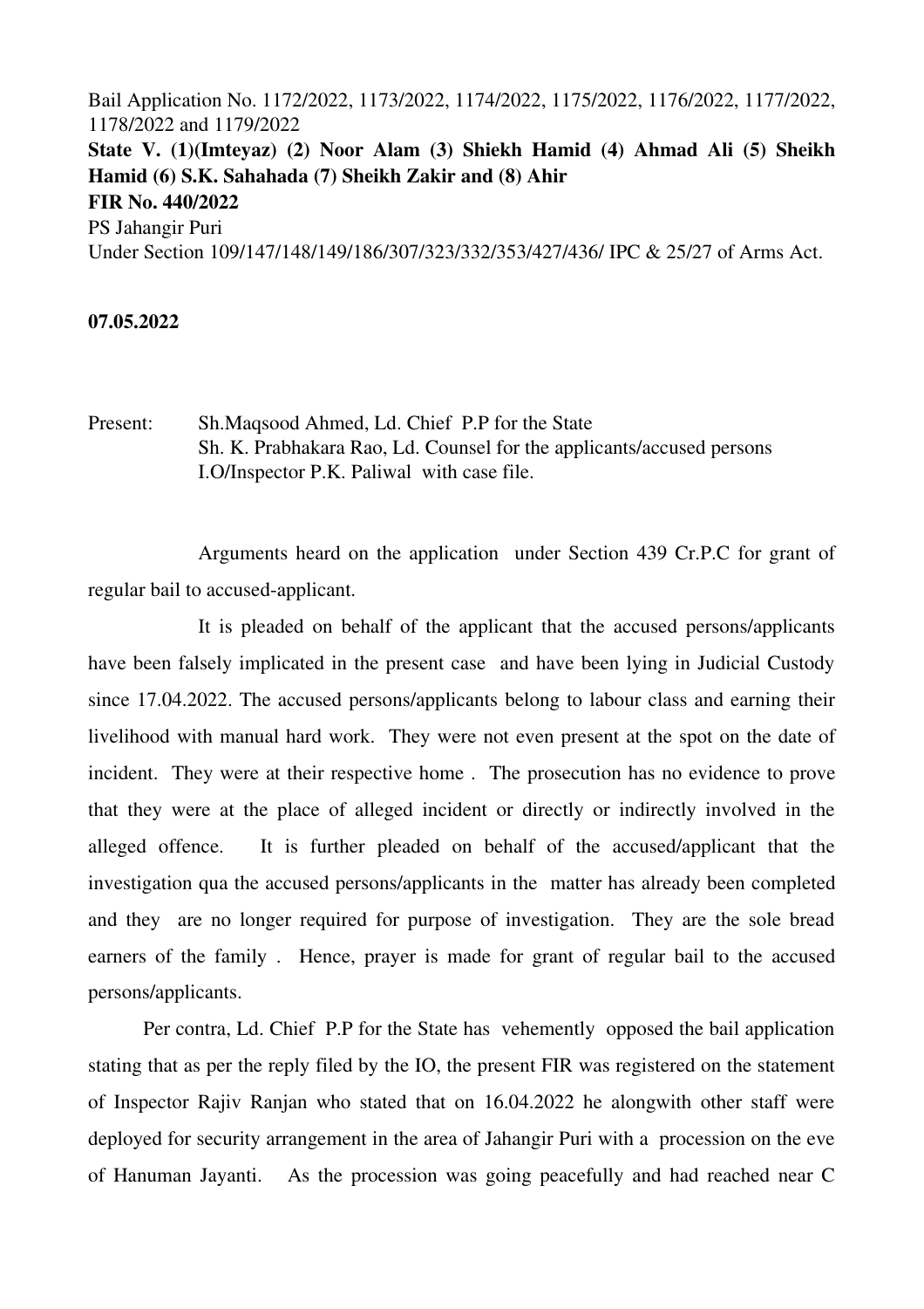Bail Application No. 1172/2022, 1173/2022, 1174/2022, 1175/2022, 1176/2022, 1177/2022, 1178/2022 and 1179/2022

**State V. (1)(Imteyaz) (2) Noor Alam (3) Shiekh Hamid (4) Ahmad Ali (5) Sheikh Hamid (6) S.K. Sahahada (7) Sheikh Zakir and (8) Ahir**

**FIR No. 440/2022**

PS Jahangir Puri

Under Section 109/147/148/149/186/307/323/332/353/427/436/ IPC & 25/27 of Arms Act.

**07.05.2022**

Present: Sh.Maqsood Ahmed, Ld. Chief P.P for the State
Sh. K. Prabhakara Rao, Ld. Counsel for the applicants/accused persons
I.O/Inspector P.K. Paliwal with case file.

Arguments heard on the application under Section 439 Cr.P.C for grant of regular bail to accused-applicant.

It is pleaded on behalf of the applicant that the accused persons/applicants have been falsely implicated in the present case and have been lying in Judicial Custody since 17.04.2022. The accused persons/applicants belong to labour class and earning their livelihood with manual hard work. They were not even present at the spot on the date of incident. They were at their respective home . The prosecution has no evidence to prove that they were at the place of alleged incident or directly or indirectly involved in the alleged offence. It is further pleaded on behalf of the accused/applicant that the investigation qua the accused persons/applicants in the matter has already been completed and they are no longer required for purpose of investigation. They are the sole bread earners of the family . Hence, prayer is made for grant of regular bail to the accused persons/applicants.

Per contra, Ld. Chief P.P for the State has vehemently opposed the bail application stating that as per the reply filed by the IO, the present FIR was registered on the statement of Inspector Rajiv Ranjan who stated that on 16.04.2022 he alongwith other staff were deployed for security arrangement in the area of Jahangir Puri with a procession on the eve of Hanuman Jayanti. As the procession was going peacefully and had reached near C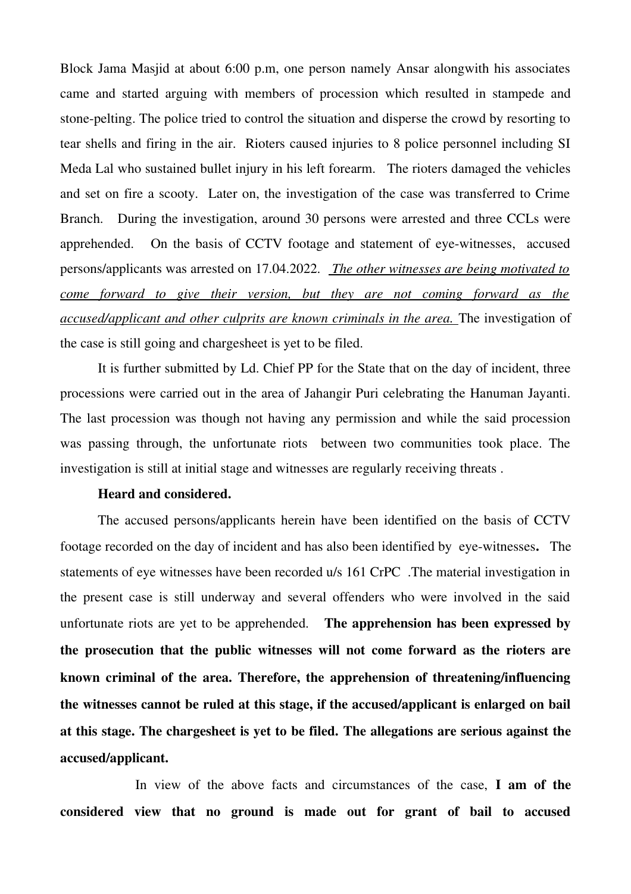Block Jama Masjid at about 6:00 p.m, one person namely Ansar alongwith his associates came and started arguing with members of procession which resulted in stampede and stone-pelting. The police tried to control the situation and disperse the crowd by resorting to tear shells and firing in the air. Rioters caused injuries to 8 police personnel including SI Meda Lal who sustained bullet injury in his left forearm. The rioters damaged the vehicles and set on fire a scooty. Later on, the investigation of the case was transferred to Crime Branch. During the investigation, around 30 persons were arrested and three CCLs were apprehended. On the basis of CCTV footage and statement of eye-witnesses, accused persons/applicants was arrested on 17.04.2022. *The other witnesses are being motivated to come forward to give their version, but they are not coming forward as the accused/applicant and other culprits are known criminals in the area.* The investigation of the case is still going and chargesheet is yet to be filed.

It is further submitted by Ld. Chief PP for the State that on the day of incident, three processions were carried out in the area of Jahangir Puri celebrating the Hanuman Jayanti. The last procession was though not having any permission and while the said procession was passing through, the unfortunate riots between two communities took place. The investigation is still at initial stage and witnesses are regularly receiving threats .

**Heard and considered.**

The accused persons/applicants herein have been identified on the basis of CCTV footage recorded on the day of incident and has also been identified by eye-witnesses**.** The statements of eye witnesses have been recorded u/s 161 CrPC .The material investigation in the present case is still underway and several offenders who were involved in the said unfortunate riots are yet to be apprehended. **The apprehension has been expressed by the prosecution that the public witnesses will not come forward as the rioters are known criminal of the area. Therefore, the apprehension of threatening/influencing the witnesses cannot be ruled at this stage, if the accused/applicant is enlarged on bail at this stage. The chargesheet is yet to be filed. The allegations are serious against the accused/applicant.**

In view of the above facts and circumstances of the case, **I am of the considered view that no ground is made out for grant of bail to accused**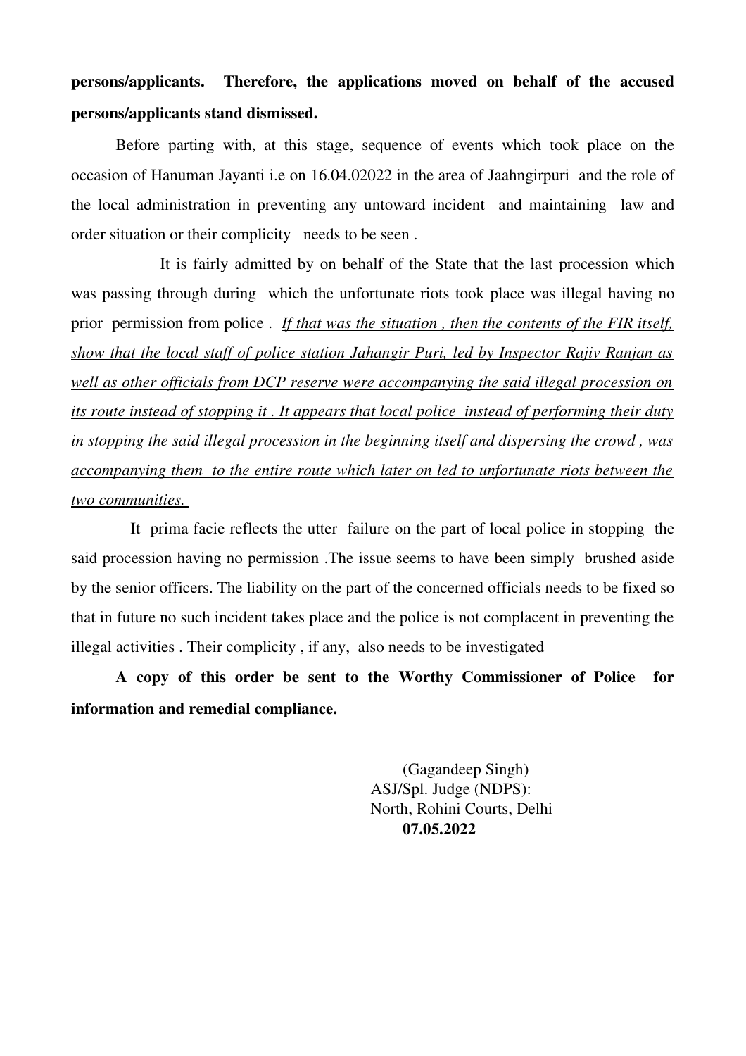**persons/applicants. Therefore, the applications moved on behalf of the accused persons/applicants stand dismissed.**

Before parting with, at this stage, sequence of events which took place on the occasion of Hanuman Jayanti i.e on 16.04.02022 in the area of Jaahngirpuri and the role of the local administration in preventing any untoward incident and maintaining law and order situation or their complicity needs to be seen .

It is fairly admitted by on behalf of the State that the last procession which was passing through during which the unfortunate riots took place was illegal having no prior permission from police . *If that was the situation , then the contents of the FIR itself, show that the local staff of police station Jahangir Puri, led by Inspector Rajiv Ranjan as well as other officials from DCP reserve were accompanying the said illegal procession on its route instead of stopping it . It appears that local police instead of performing their duty in stopping the said illegal procession in the beginning itself and dispersing the crowd , was accompanying them to the entire route which later on led to unfortunate riots between the two communities.*

It prima facie reflects the utter failure on the part of local police in stopping the said procession having no permission .The issue seems to have been simply brushed aside by the senior officers. The liability on the part of the concerned officials needs to be fixed so that in future no such incident takes place and the police is not complacent in preventing the illegal activities . Their complicity , if any, also needs to be investigated

**A copy of this order be sent to the Worthy Commissioner of Police for information and remedial compliance.**

(Gagandeep Singh)
ASJ/Spl. Judge (NDPS):
North, Rohini Courts, Delhi
**07.05.2022**